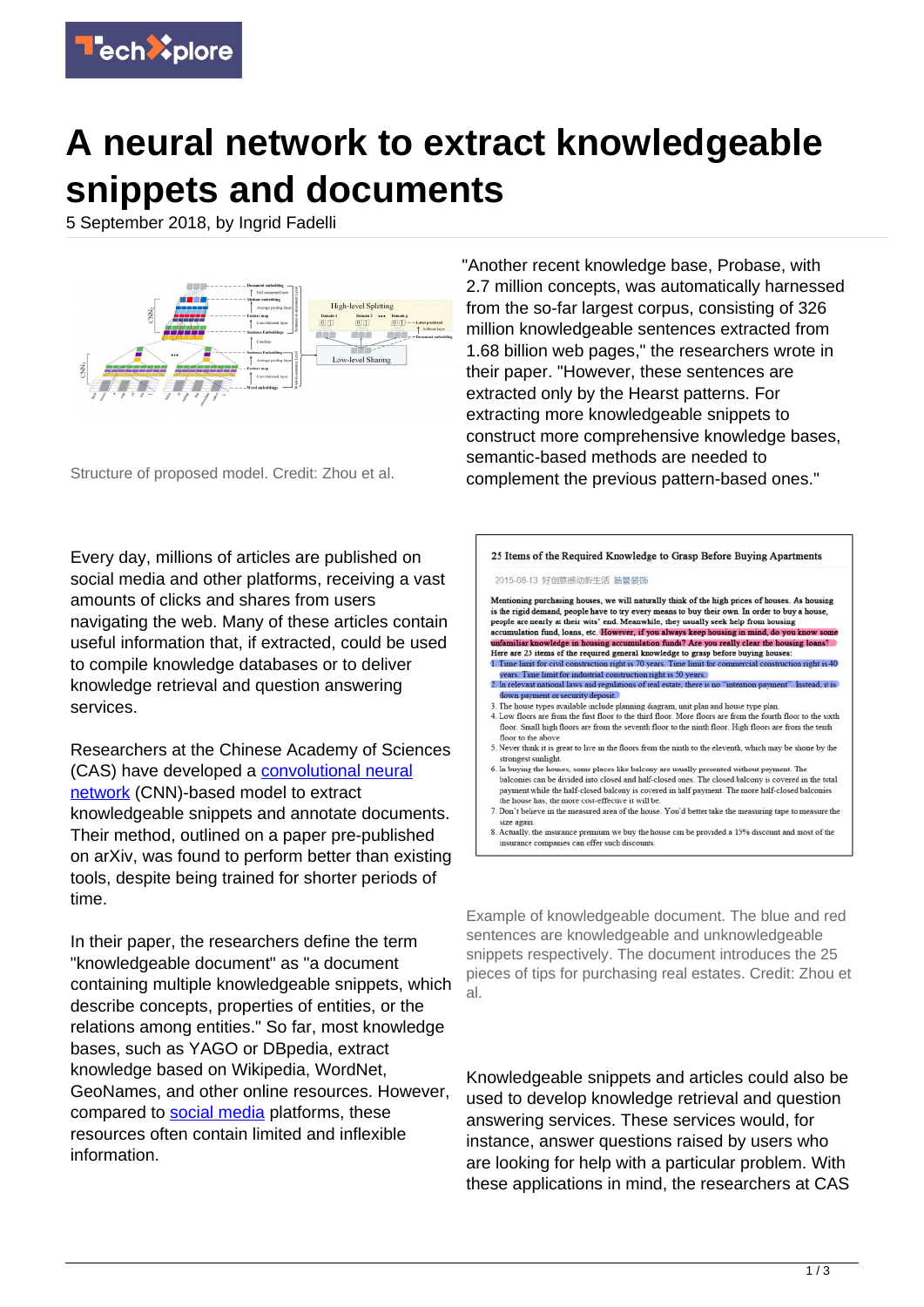# A neural network to extract knowledgeable snippets and documents

5 September 2018, by Ingrid Fadelli

Structure of proposed model. Credit: Zhou et al.

Every day, millions of articles are published on social media and other platforms, receiving a vast amounts of clicks and shares from users navigating the web. Many of these articles contain useful information that, if extracted, could be used to compile knowledge databases or to deliver knowledge retrieval and question answering services.

Researchers at the Chinese Academy of Sciences (CAS) have developed a convolutional neural network (CNN)-based model to extract knowledgeable snippets and annotate documents. Their method, outlined on a paper pre-published on arXiv, was found to perform better than existing tools, despite being trained for shorter periods of time.

In their paper, the researchers define the term "knowledgeable document" as "a document containing multiple knowledgeable snippets, which describe concepts, properties of entities, or the relations among entities." So far, most knowledge bases, such as YAGO or DBpedia, extract knowledge based on Wikipedia, WordNet, GeoNames, and other online resources. However, compared to social media platforms, these resources often contain limited and inflexible information.

"Another recent knowledge base, Probase, with 2.7 million concepts, was automatically harnessed from the so-far largest corpus, consisting of 326 million knowledgeable sentences extracted from 1.68 billion web pages," the researchers wrote in their paper. "However, these sentences are extracted only by the Hearst patterns. For extracting more knowledgeable snippets to construct more comprehensive knowledge bases, semantic-based methods are needed to complement the previous pattern-based ones."

Example of knowledgeable document. The blue and red sentences are knowledgeable and unknowledgeable snippets respectively. The document introduces the 25 pieces of tips for purchasing real estates. Credit: Zhou et al.

Knowledgeable snippets and articles could also be used to develop knowledge retrieval and question answering services. These services would, for instance, answer questions raised by users who are looking for help with a particular problem. With these applications in mind, the researchers at CAS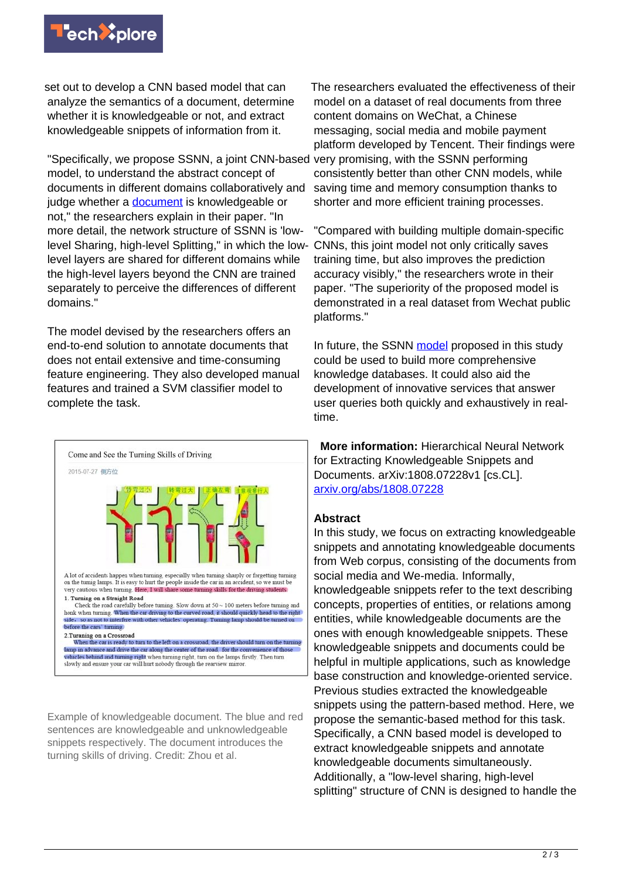set out to develop a CNN based model that can analyze the semantics of a document, determine whether it is knowledgeable or not, and extract knowledgeable snippets of information from it.

"Specifically, we propose SSNN, a joint CNN-based model, to understand the abstract concept of documents in different domains collaboratively and judge whether a document is knowledgeable or not," the researchers explain in their paper. "In more detail, the network structure of SSNN is 'low-level Sharing, high-level Splitting," in which the low-level layers are shared for different domains while the high-level layers beyond the CNN are trained separately to perceive the differences of different domains."

The model devised by the researchers offers an end-to-end solution to annotate documents that does not entail extensive and time-consuming feature engineering. They also developed manual features and trained a SVM classifier model to complete the task.

Example of knowledgeable document. The blue and red sentences are knowledgeable and unknowledgeable snippets respectively. The document introduces the turning skills of driving. Credit: Zhou et al.

The researchers evaluated the effectiveness of their model on a dataset of real documents from three content domains on WeChat, a Chinese messaging, social media and mobile payment platform developed by Tencent. Their findings were very promising, with the SSNN performing consistently better than other CNN models, while saving time and memory consumption thanks to shorter and more efficient training processes.

"Compared with building multiple domain-specific CNNs, this joint model not only critically saves training time, but also improves the prediction accuracy visibly," the researchers wrote in their paper. "The superiority of the proposed model is demonstrated in a real dataset from Wechat public platforms."

In future, the SSNN model proposed in this study could be used to build more comprehensive knowledge databases. It could also aid the development of innovative services that answer user queries both quickly and exhaustively in real-time.

**More information:** Hierarchical Neural Network for Extracting Knowledgeable Snippets and Documents. arXiv:1808.07228v1 [cs.CL]. arxiv.org/abs/1808.07228

**Abstract**
In this study, we focus on extracting knowledgeable snippets and annotating knowledgeable documents from Web corpus, consisting of the documents from social media and We-media. Informally, knowledgeable snippets refer to the text describing concepts, properties of entities, or relations among entities, while knowledgeable documents are the ones with enough knowledgeable snippets. These knowledgeable snippets and documents could be helpful in multiple applications, such as knowledge base construction and knowledge-oriented service. Previous studies extracted the knowledgeable snippets using the pattern-based method. Here, we propose the semantic-based method for this task. Specifically, a CNN based model is developed to extract knowledgeable snippets and annotate knowledgeable documents simultaneously. Additionally, a "low-level sharing, high-level splitting" structure of CNN is designed to handle the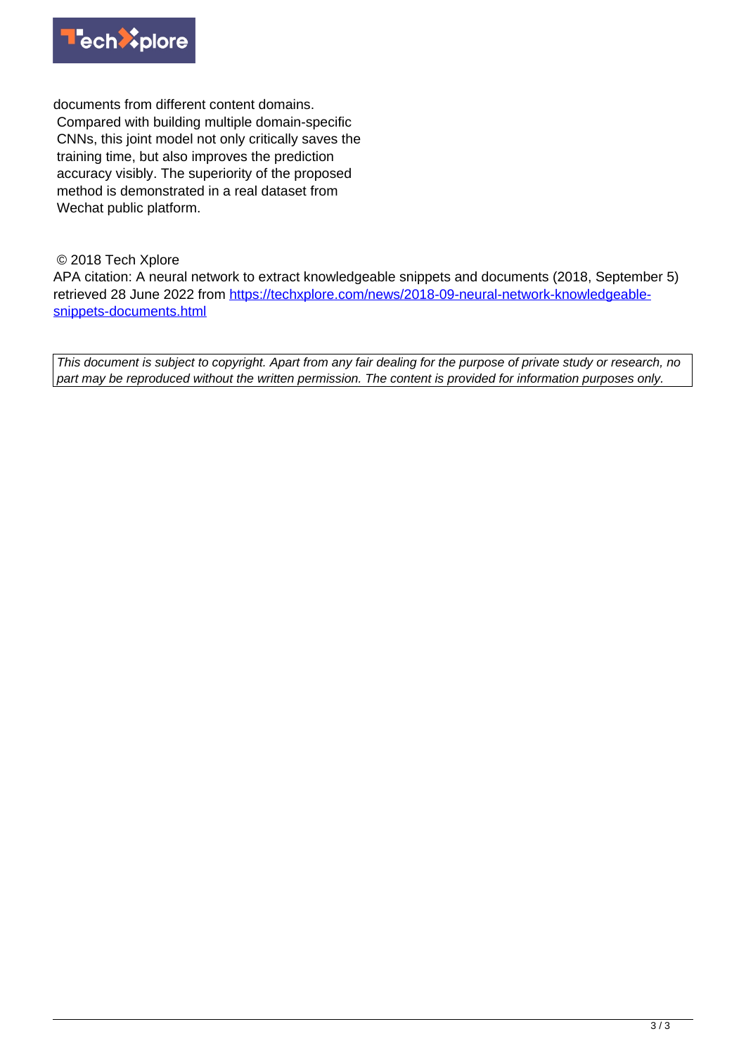documents from different content domains. Compared with building multiple domain-specific CNNs, this joint model not only critically saves the training time, but also improves the prediction accuracy visibly. The superiority of the proposed method is demonstrated in a real dataset from Wechat public platform.

© 2018 Tech Xplore

APA citation: A neural network to extract knowledgeable snippets and documents (2018, September 5) retrieved 28 June 2022 from https://techxplore.com/news/2018-09-neural-network-knowledgeable-snippets-documents.html

*This document is subject to copyright. Apart from any fair dealing for the purpose of private study or research, no part may be reproduced without the written permission. The content is provided for information purposes only.*